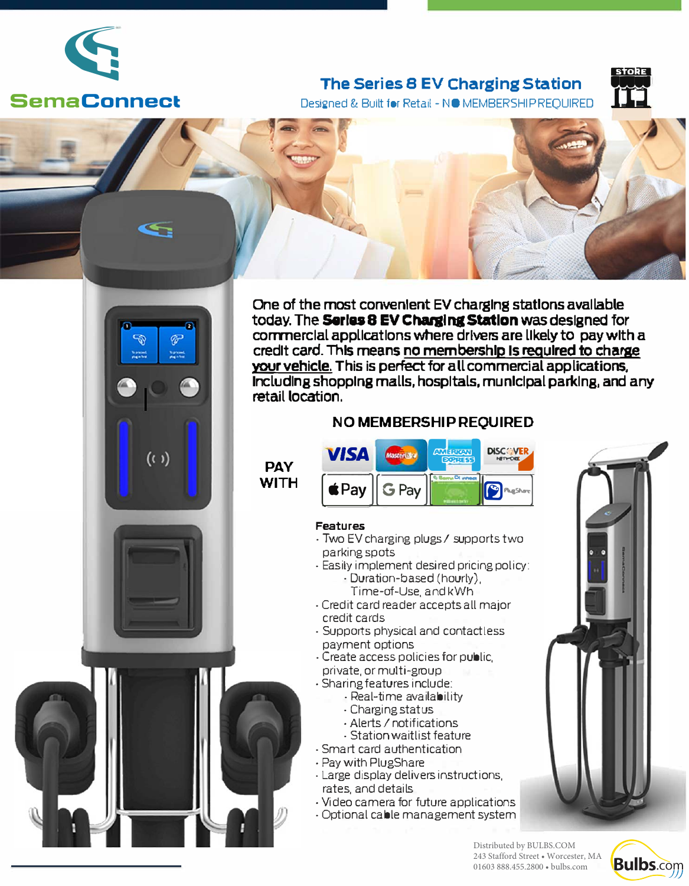SemaConnect

# The Series 8 EV Charging Station

Designed & Built for Retail - NO MEMBERSHIP REQUIRED

One of the most convenient EV charging stations available today. The **Series 8 EV Charging Station** was designed for commercial applications where drivers are likely to pay with a credit card. This means **no membership is required to charge your vehicle.** This is perfect for all commercial applications, including shopping malls, hospitals, municipal parking, and any retail location.

## NO MEMBERSHIP REQUIRED

PAY WITH

VISA, MasterCard, American Express, Discover Network, Apple Pay, G Pay, SemaConnect, PlugShare

**Features**

- Two EV charging plugs / supports two parking spots
- Easily implement desired pricing policy:
  - Duration-based (hourly), Time-of-Use, and kWh
- Credit card reader accepts all major credit cards
- Supports physical and contactless payment options
- Create access policies for public, private, or multi-group
- Sharing features include:
  - Real-time availability
  - Charging status
  - Alerts / notifications
  - Station waitlist feature
- Smart card authentication
- Pay with PlugShare
- Large display delivers instructions, rates, and details
- Video camera for future applications
- Optional cable management system

Distributed by BULBS.COM
243 Stafford Street • Worcester, MA 01603 888.455.2800 • bulbs.com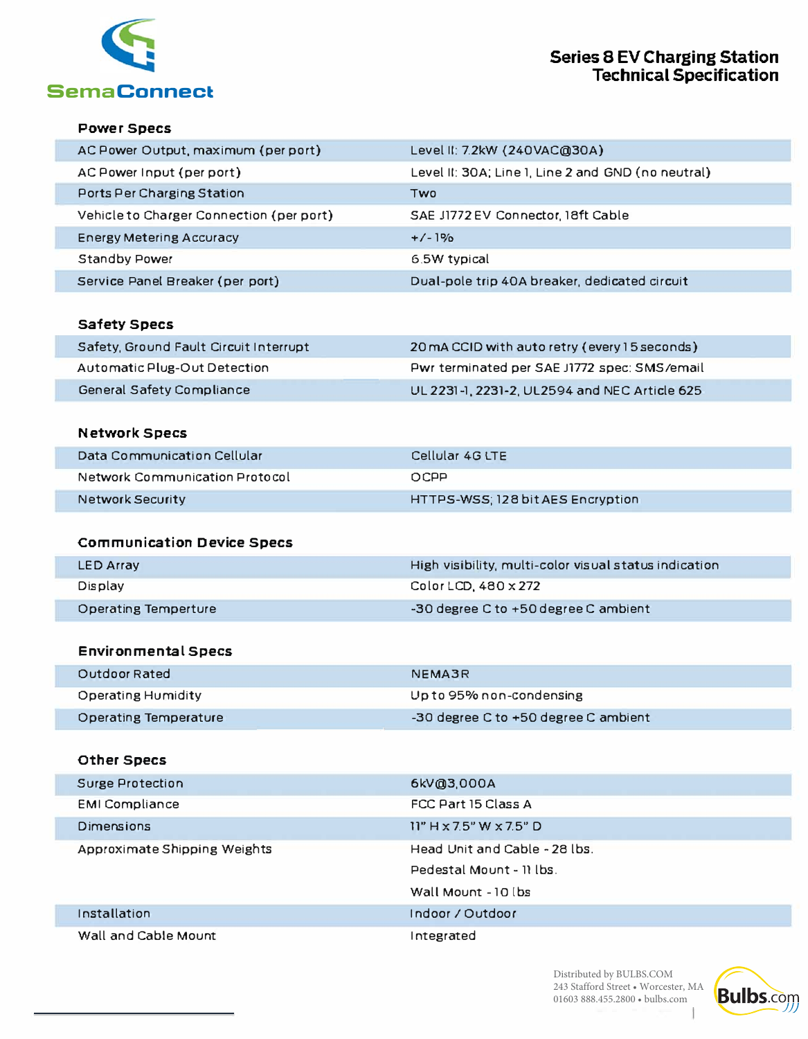SemaConnect

# Series 8 EV Charging Station Technical Specification

## Power Specs

| | |
|---|---|
| AC Power Output, maximum (per port) | Level II: 7.2kW (240VAC@30A) |
| AC Power Input (per port) | Level II: 30A; Line 1, Line 2 and GND (no neutral) |
| Ports Per Charging Station | Two |
| Vehicle to Charger Connection (per port) | SAE J1772 EV Connector, 18ft Cable |
| Energy Metering Accuracy | +/- 1% |
| Standby Power | 6.5W typical |
| Service Panel Breaker (per port) | Dual-pole trip 40A breaker, dedicated circuit |

## Safety Specs

| | |
|---|---|
| Safety, Ground Fault Circuit Interrupt | 20 mA CCID with auto retry (every 15 seconds) |
| Automatic Plug-Out Detection | Pwr terminated per SAE J1772 spec: SMS/email |
| General Safety Compliance | UL 2231-1, 2231-2, UL2594 and NEC Article 625 |

## Network Specs

| | |
|---|---|
| Data Communication Cellular | Cellular 4G LTE |
| Network Communication Protocol | OCPP |
| Network Security | HTTPS-WSS; 128 bit AES Encryption |

## Communication Device Specs

| | |
|---|---|
| LED Array | High visibility, multi-color visual status indication |
| Display | Color LCD, 480 x 272 |
| Operating Temperture | -30 degree C to +50 degree C ambient |

## Environmental Specs

| | |
|---|---|
| Outdoor Rated | NEMA3R |
| Operating Humidity | Up to 95% non-condensing |
| Operating Temperature | -30 degree C to +50 degree C ambient |

## Other Specs

| | |
|---|---|
| Surge Protection | 6kV@3,000A |
| EMI Compliance | FCC Part 15 Class A |
| Dimensions | 11" H x 7.5" W x 7.5" D |
| Approximate Shipping Weights | Head Unit and Cable - 28 lbs.<br>Pedestal Mount - 11 lbs.<br>Wall Mount - 10 lbs |
| Installation | Indoor / Outdoor |
| Wall and Cable Mount | Integrated |

Distributed by BULBS.COM
243 Stafford Street • Worcester, MA
01603 888.455.2800 • bulbs.com

Bulbs.com